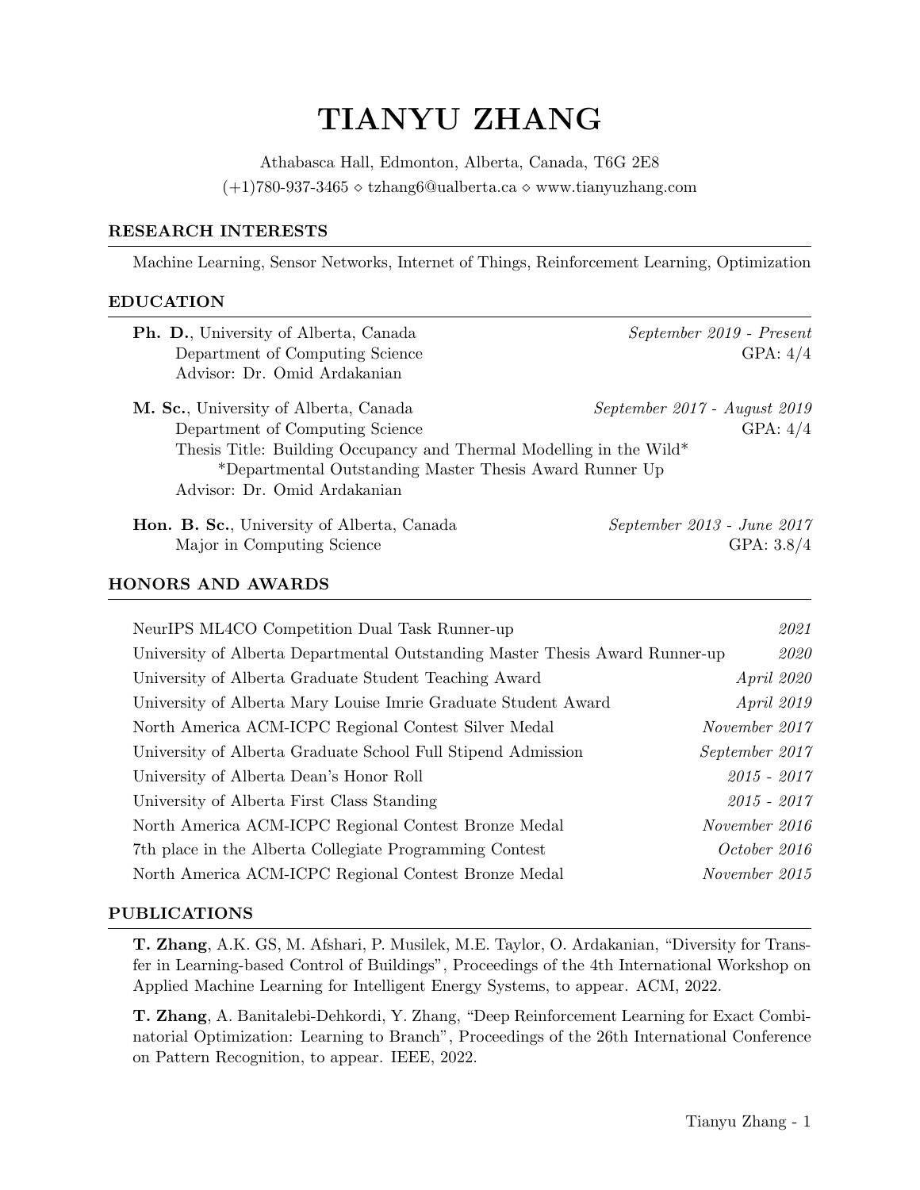# TIANYU ZHANG

Athabasca Hall, Edmonton, Alberta, Canada, T6G 2E8
(+1)780-937-3465 ⋄ tzhang6@ualberta.ca ⋄ www.tianyuzhang.com

## RESEARCH INTERESTS

Machine Learning, Sensor Networks, Internet of Things, Reinforcement Learning, Optimization

## EDUCATION

**Ph. D.**, University of Alberta, Canada — *September 2019 - Present*
Department of Computing Science — GPA: 4/4
Advisor: Dr. Omid Ardakanian

**M. Sc.**, University of Alberta, Canada — *September 2017 - August 2019*
Department of Computing Science — GPA: 4/4
Thesis Title: Building Occupancy and Thermal Modelling in the Wild*
*Departmental Outstanding Master Thesis Award Runner Up
Advisor: Dr. Omid Ardakanian

**Hon. B. Sc.**, University of Alberta, Canada — *September 2013 - June 2017*
Major in Computing Science — GPA: 3.8/4

## HONORS AND AWARDS

| | |
|---|---|
| NeurIPS ML4CO Competition Dual Task Runner-up | *2021* |
| University of Alberta Departmental Outstanding Master Thesis Award Runner-up | *2020* |
| University of Alberta Graduate Student Teaching Award | *April 2020* |
| University of Alberta Mary Louise Imrie Graduate Student Award | *April 2019* |
| North America ACM-ICPC Regional Contest Silver Medal | *November 2017* |
| University of Alberta Graduate School Full Stipend Admission | *September 2017* |
| University of Alberta Dean's Honor Roll | *2015 - 2017* |
| University of Alberta First Class Standing | *2015 - 2017* |
| North America ACM-ICPC Regional Contest Bronze Medal | *November 2016* |
| 7th place in the Alberta Collegiate Programming Contest | *October 2016* |
| North America ACM-ICPC Regional Contest Bronze Medal | *November 2015* |

## PUBLICATIONS

**T. Zhang**, A.K. GS, M. Afshari, P. Musilek, M.E. Taylor, O. Ardakanian, "Diversity for Transfer in Learning-based Control of Buildings", Proceedings of the 4th International Workshop on Applied Machine Learning for Intelligent Energy Systems, to appear. ACM, 2022.

**T. Zhang**, A. Banitalebi-Dehkordi, Y. Zhang, "Deep Reinforcement Learning for Exact Combinatorial Optimization: Learning to Branch", Proceedings of the 26th International Conference on Pattern Recognition, to appear. IEEE, 2022.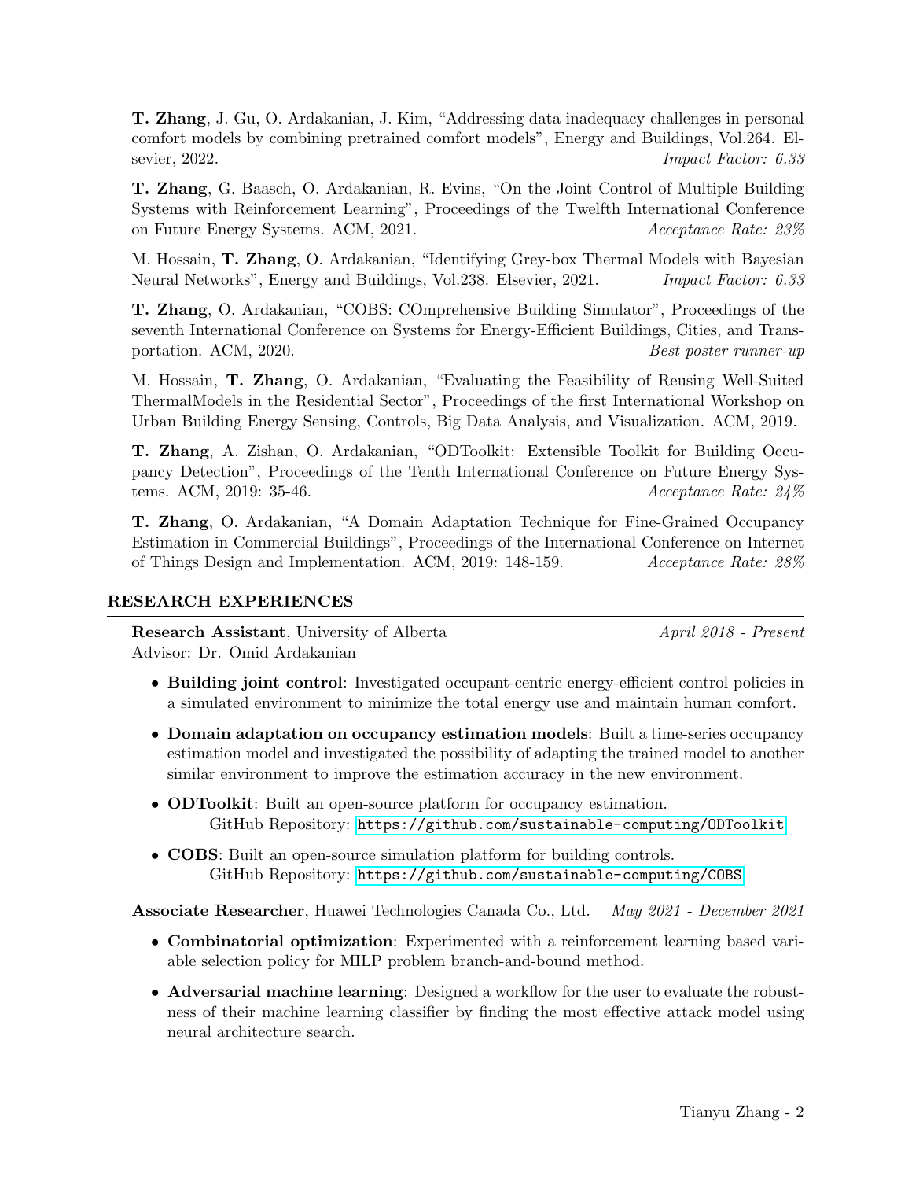**T. Zhang**, J. Gu, O. Ardakanian, J. Kim, "Addressing data inadequacy challenges in personal comfort models by combining pretrained comfort models", Energy and Buildings, Vol.264. Elsevier, 2022. *Impact Factor: 6.33*

**T. Zhang**, G. Baasch, O. Ardakanian, R. Evins, "On the Joint Control of Multiple Building Systems with Reinforcement Learning", Proceedings of the Twelfth International Conference on Future Energy Systems. ACM, 2021. *Acceptance Rate: 23%*

M. Hossain, **T. Zhang**, O. Ardakanian, "Identifying Grey-box Thermal Models with Bayesian Neural Networks", Energy and Buildings, Vol.238. Elsevier, 2021. *Impact Factor: 6.33*

**T. Zhang**, O. Ardakanian, "COBS: COmprehensive Building Simulator", Proceedings of the seventh International Conference on Systems for Energy-Efficient Buildings, Cities, and Transportation. ACM, 2020. *Best poster runner-up*

M. Hossain, **T. Zhang**, O. Ardakanian, "Evaluating the Feasibility of Reusing Well-Suited ThermalModels in the Residential Sector", Proceedings of the first International Workshop on Urban Building Energy Sensing, Controls, Big Data Analysis, and Visualization. ACM, 2019.

**T. Zhang**, A. Zishan, O. Ardakanian, "ODToolkit: Extensible Toolkit for Building Occupancy Detection", Proceedings of the Tenth International Conference on Future Energy Systems. ACM, 2019: 35-46. *Acceptance Rate: 24%*

**T. Zhang**, O. Ardakanian, "A Domain Adaptation Technique for Fine-Grained Occupancy Estimation in Commercial Buildings", Proceedings of the International Conference on Internet of Things Design and Implementation. ACM, 2019: 148-159. *Acceptance Rate: 28%*

## RESEARCH EXPERIENCES

**Research Assistant**, University of Alberta *April 2018 - Present*
Advisor: Dr. Omid Ardakanian

- **Building joint control**: Investigated occupant-centric energy-efficient control policies in a simulated environment to minimize the total energy use and maintain human comfort.
- **Domain adaptation on occupancy estimation models**: Built a time-series occupancy estimation model and investigated the possibility of adapting the trained model to another similar environment to improve the estimation accuracy in the new environment.
- **ODToolkit**: Built an open-source platform for occupancy estimation.
  GitHub Repository: https://github.com/sustainable-computing/ODToolkit
- **COBS**: Built an open-source simulation platform for building controls.
  GitHub Repository: https://github.com/sustainable-computing/COBS

**Associate Researcher**, Huawei Technologies Canada Co., Ltd. *May 2021 - December 2021*

- **Combinatorial optimization**: Experimented with a reinforcement learning based variable selection policy for MILP problem branch-and-bound method.
- **Adversarial machine learning**: Designed a workflow for the user to evaluate the robustness of their machine learning classifier by finding the most effective attack model using neural architecture search.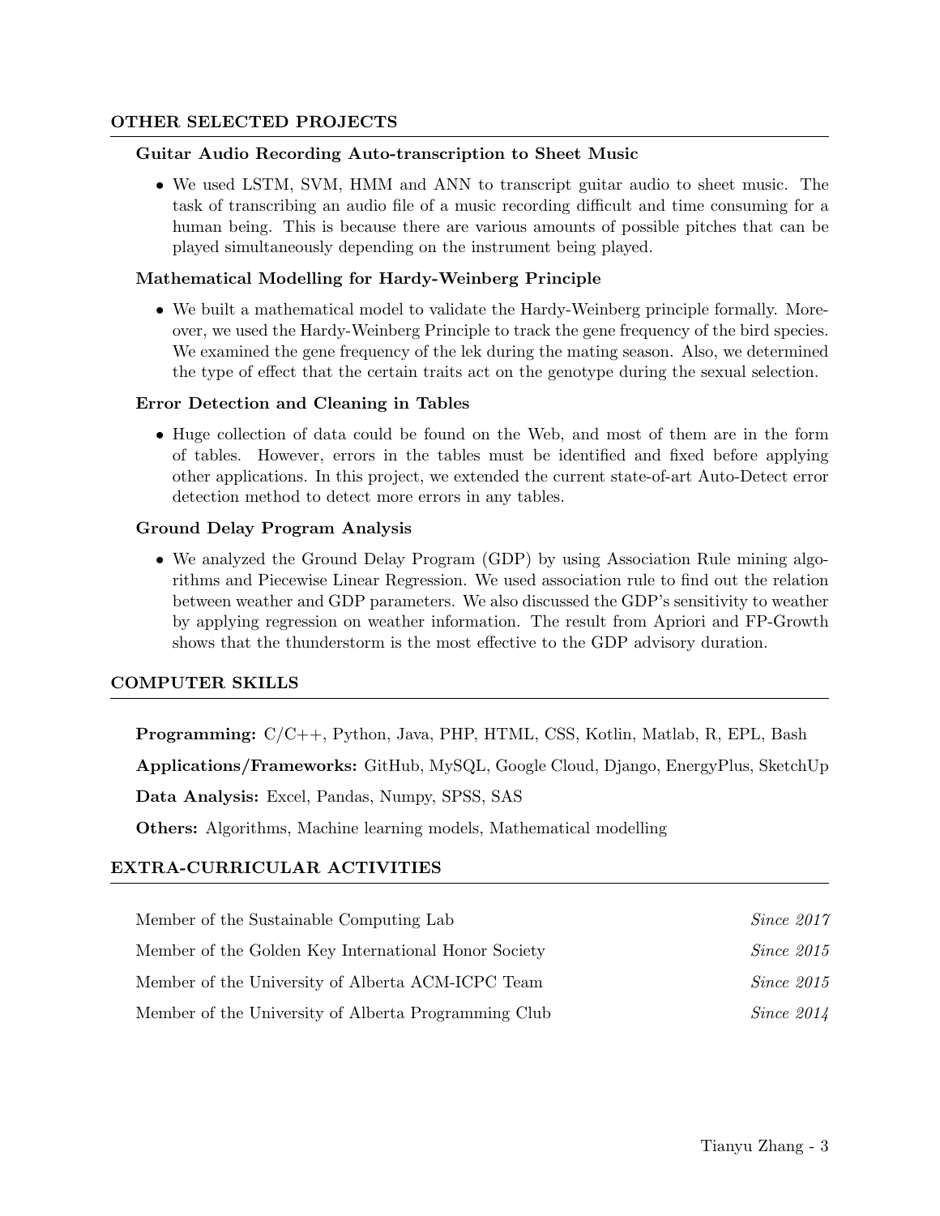## OTHER SELECTED PROJECTS

### Guitar Audio Recording Auto-transcription to Sheet Music

- We used LSTM, SVM, HMM and ANN to transcript guitar audio to sheet music. The task of transcribing an audio file of a music recording difficult and time consuming for a human being. This is because there are various amounts of possible pitches that can be played simultaneously depending on the instrument being played.

### Mathematical Modelling for Hardy-Weinberg Principle

- We built a mathematical model to validate the Hardy-Weinberg principle formally. Moreover, we used the Hardy-Weinberg Principle to track the gene frequency of the bird species. We examined the gene frequency of the lek during the mating season. Also, we determined the type of effect that the certain traits act on the genotype during the sexual selection.

### Error Detection and Cleaning in Tables

- Huge collection of data could be found on the Web, and most of them are in the form of tables. However, errors in the tables must be identified and fixed before applying other applications. In this project, we extended the current state-of-art Auto-Detect error detection method to detect more errors in any tables.

### Ground Delay Program Analysis

- We analyzed the Ground Delay Program (GDP) by using Association Rule mining algorithms and Piecewise Linear Regression. We used association rule to find out the relation between weather and GDP parameters. We also discussed the GDP's sensitivity to weather by applying regression on weather information. The result from Apriori and FP-Growth shows that the thunderstorm is the most effective to the GDP advisory duration.

## COMPUTER SKILLS

**Programming:** C/C++, Python, Java, PHP, HTML, CSS, Kotlin, Matlab, R, EPL, Bash

**Applications/Frameworks:** GitHub, MySQL, Google Cloud, Django, EnergyPlus, SketchUp

**Data Analysis:** Excel, Pandas, Numpy, SPSS, SAS

**Others:** Algorithms, Machine learning models, Mathematical modelling

## EXTRA-CURRICULAR ACTIVITIES

| | |
|---|---|
| Member of the Sustainable Computing Lab | *Since 2017* |
| Member of the Golden Key International Honor Society | *Since 2015* |
| Member of the University of Alberta ACM-ICPC Team | *Since 2015* |
| Member of the University of Alberta Programming Club | *Since 2014* |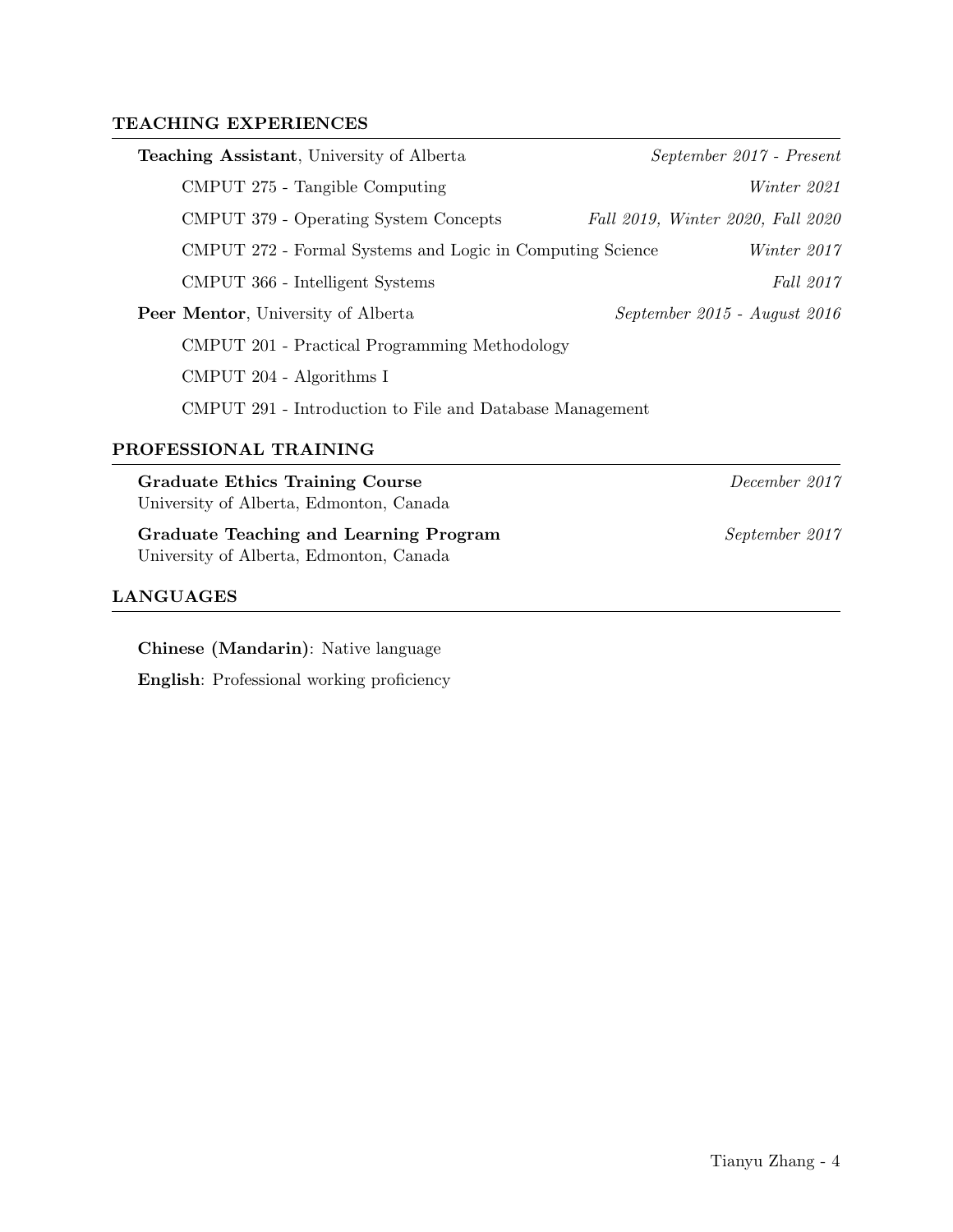## TEACHING EXPERIENCES

**Teaching Assistant**, University of Alberta — *September 2017 - Present*

- CMPUT 275 - Tangible Computing — *Winter 2021*
- CMPUT 379 - Operating System Concepts — *Fall 2019, Winter 2020, Fall 2020*
- CMPUT 272 - Formal Systems and Logic in Computing Science — *Winter 2017*
- CMPUT 366 - Intelligent Systems — *Fall 2017*

**Peer Mentor**, University of Alberta — *September 2015 - August 2016*

- CMPUT 201 - Practical Programming Methodology
- CMPUT 204 - Algorithms I
- CMPUT 291 - Introduction to File and Database Management

## PROFESSIONAL TRAINING

**Graduate Ethics Training Course** — *December 2017*
University of Alberta, Edmonton, Canada

**Graduate Teaching and Learning Program** — *September 2017*
University of Alberta, Edmonton, Canada

## LANGUAGES

**Chinese (Mandarin)**: Native language

**English**: Professional working proficiency